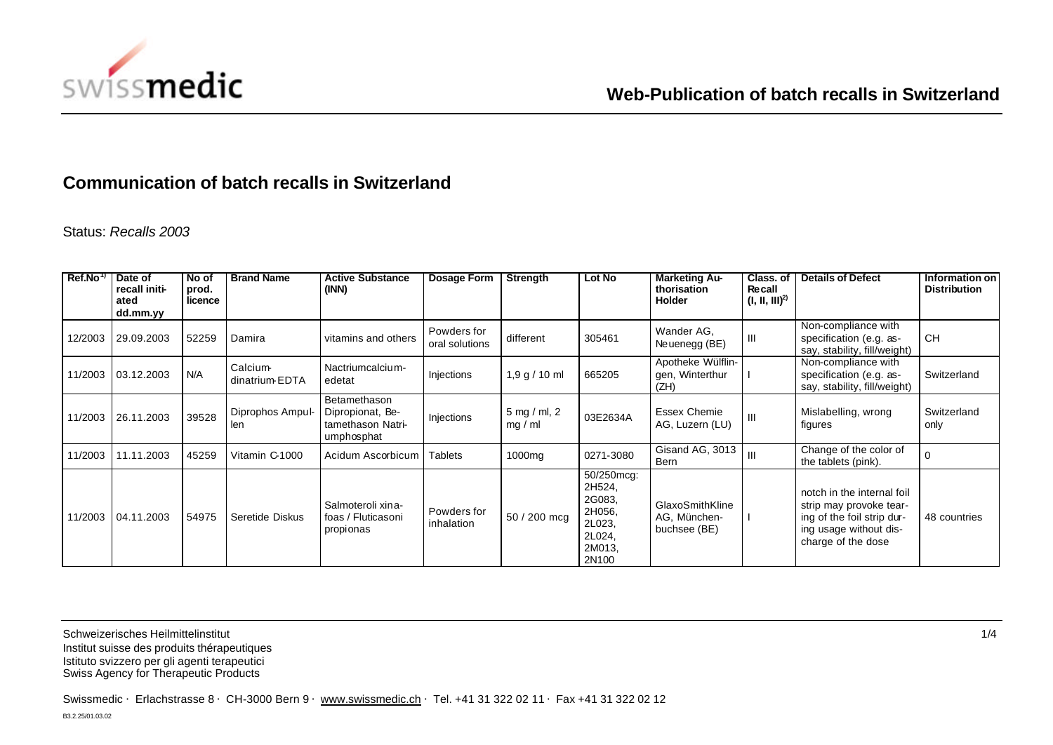## Web-Publication of batch recalls in Switzerland

# Communication of batch recalls in Switzerland

Status: *Recalls 2003*

| Ref.No[1)] | Date of recall initiated dd.mm.yy | No of prod. licence | Brand Name | Active Substance (INN) | Dosage Form | Strength | Lot No | Marketing Authorisation Holder | Class. of Recall (I, II, III)[2)] | Details of Defect | Information on Distribution |
|---|---|---|---|---|---|---|---|---|---|---|---|
| 12/2003 | 29.09.2003 | 52259 | Damira | vitamins and others | Powders for oral solutions | different | 305461 | Wander AG, Neuenegg (BE) | III | Non-compliance with specification (e.g. assay, stability, fill/weight) | CH |
| 11/2003 | 03.12.2003 | N/A | Calcium-dinatrium-EDTA | Nactriumcalcium-edetat | Injections | 1,9 g / 10 ml | 665205 | Apotheke Wülflingen, Winterthur (ZH) | I | Non-compliance with specification (e.g. assay, stability, fill/weight) | Switzerland |
| 11/2003 | 26.11.2003 | 39528 | Diprophos Ampullen | Betamethason Dipropionat, Betamethason Natriumphosphat | Injections | 5 mg / ml, 2 mg / ml | 03E2634A | Essex Chemie AG, Luzern (LU) | III | Mislabelling, wrong figures | Switzerland only |
| 11/2003 | 11.11.2003 | 45259 | Vitamin C-1000 | Acidum Ascorbicum | Tablets | 1000mg | 0271-3080 | Gisand AG, 3013 Bern | III | Change of the color of the tablets (pink). | 0 |
| 11/2003 | 04.11.2003 | 54975 | Seretide Diskus | Salmoteroli xinafoas / Fluticasoni propionas | Powders for inhalation | 50 / 200 mcg | 50/250mcg: 2H524, 2G083, 2H056, 2L023, 2L024, 2M013, 2N100 | GlaxoSmithKline AG, Münchenbuchsee (BE) | I | notch in the internal foil strip may provoke tearing of the foil strip during usage without discharge of the dose | 48 countries |

Schweizerisches Heilmittelinstitut
Institut suisse des produits thérapeutiques
Istituto svizzero per gli agenti terapeutici
Swiss Agency for Therapeutic Products

Swissmedic · Erlachstrasse 8 · CH-3000 Bern 9 · www.swissmedic.ch · Tel. +41 31 322 02 11 · Fax +41 31 322 02 12

B3.2.25/01.03.02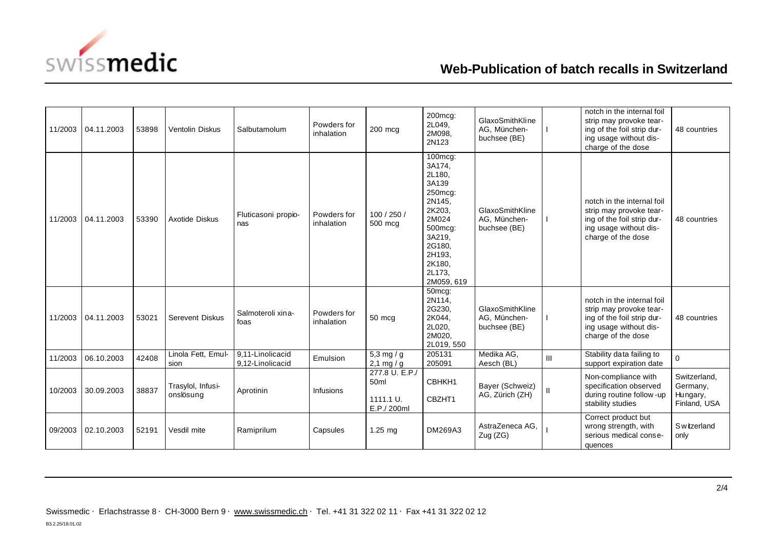| | | | | | | | | | | | |
|---|---|---|---|---|---|---|---|---|---|---|---|
| 11/2003 | 04.11.2003 | 53898 | Ventolin Diskus | Salbutamolum | Powders for inhalation | 200 mcg | 200mcg: 2L049, 2M098, 2N123 | GlaxoSmithKline AG, Münchenbuchsee (BE) | I | notch in the internal foil strip may provoke tearing of the foil strip during usage without discharge of the dose | 48 countries |
| 11/2003 | 04.11.2003 | 53390 | Axotide Diskus | Fluticasoni propionas | Powders for inhalation | 100 / 250 / 500 mcg | 100mcg: 3A174, 2L180, 3A139 250mcg: 2N145, 2K203, 2M024 500mcg: 3A219, 2G180, 2H193, 2K180, 2L173, 2M059, 619 | GlaxoSmithKline AG, Münchenbuchsee (BE) | I | notch in the internal foil strip may provoke tearing of the foil strip during usage without discharge of the dose | 48 countries |
| 11/2003 | 04.11.2003 | 53021 | Serevent Diskus | Salmoteroli xinafoas | Powders for inhalation | 50 mcg | 50mcg: 2N114, 2G230, 2K044, 2L020, 2M020, 2L019, 550 | GlaxoSmithKline AG, Münchenbuchsee (BE) | I | notch in the internal foil strip may provoke tearing of the foil strip during usage without discharge of the dose | 48 countries |
| 11/2003 | 06.10.2003 | 42408 | Linola Fett, Emulsion | 9,11-Linolicacid 9,12-Linolicacid | Emulsion | 5,3 mg / g 2,1 mg / g | 205131 205091 | Medika AG, Aesch (BL) | III | Stability data failing to support expiration date | 0 |
| 10/2003 | 30.09.2003 | 38837 | Trasylol, Infusionslösung | Aprotinin | Infusions | 277.8 U. E.P./ 50ml 1111.1 U. E.P./ 200ml | CBHKH1 CBZHT1 | Bayer (Schweiz) AG, Zürich (ZH) | II | Non-compliance with specification observed during routine follow-up stability studies | Switzerland, Germany, Hungary, Finland, USA |
| 09/2003 | 02.10.2003 | 52191 | Vesdil mite | Ramiprilum | Capsules | 1.25 mg | DM269A3 | AstraZeneca AG, Zug (ZG) | I | Correct product but wrong strength, with serious medical consequences | Switzerland only |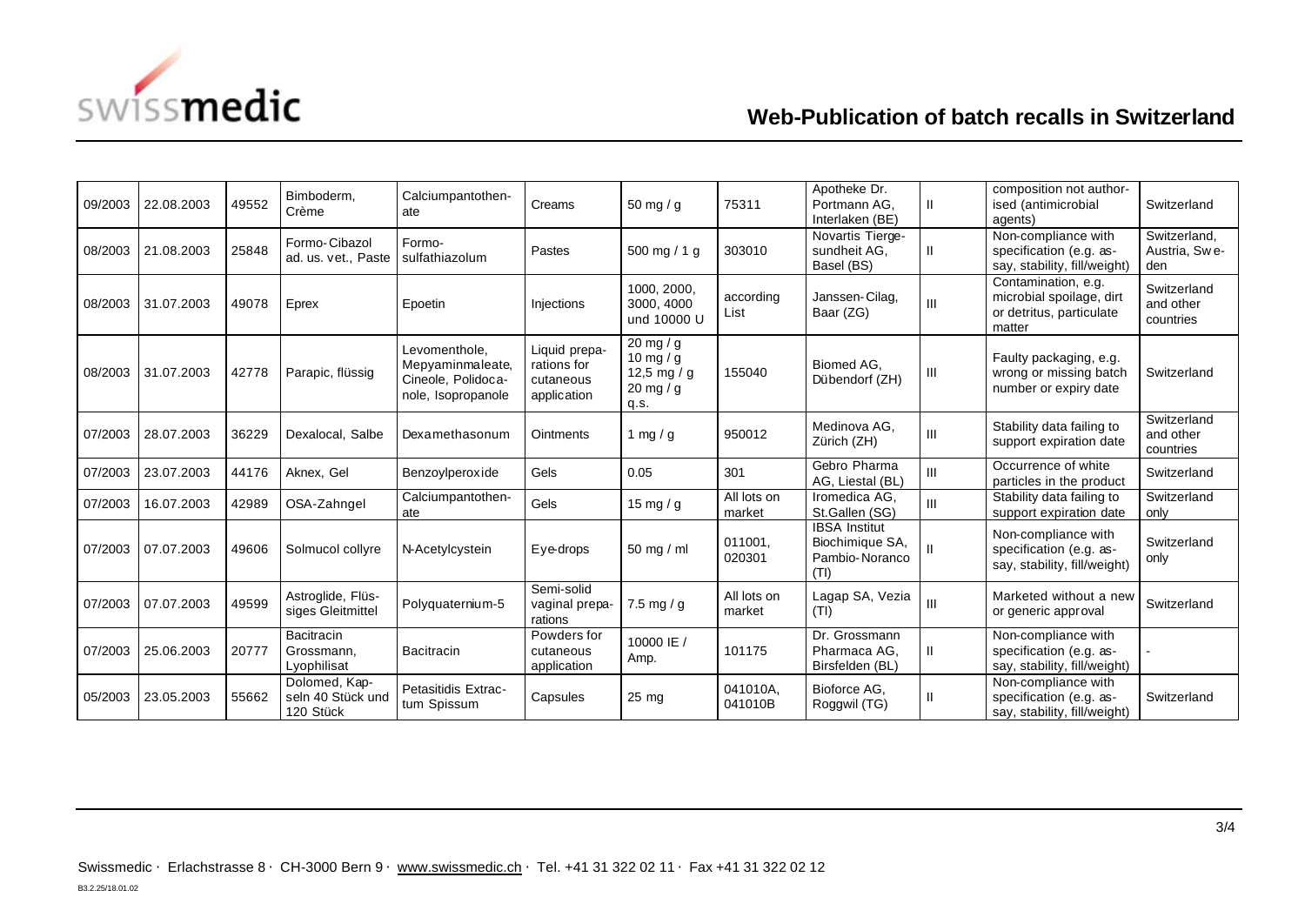# Web-Publication of batch recalls in Switzerland

| | | | | | | | | | | | |
|---|---|---|---|---|---|---|---|---|---|---|---|
| 09/2003 | 22.08.2003 | 49552 | Bimboderm, Crème | Calciumpantothenate | Creams | 50 mg / g | 75311 | Apotheke Dr. Portmann AG, Interlaken (BE) | II | composition not authorised (antimicrobial agents) | Switzerland |
| 08/2003 | 21.08.2003 | 25848 | Formo-Cibazol ad. us. vet., Paste | Formo-sulfathiazolum | Pastes | 500 mg / 1 g | 303010 | Novartis Tiergesundheit AG, Basel (BS) | II | Non-compliance with specification (e.g. assay, stability, fill/weight) | Switzerland, Austria, Swe-den |
| 08/2003 | 31.07.2003 | 49078 | Eprex | Epoetin | Injections | 1000, 2000, 3000, 4000 und 10000 U | according List | Janssen-Cilag, Baar (ZG) | III | Contamination, e.g. microbial spoilage, dirt or detritus, particulate matter | Switzerland and other countries |
| 08/2003 | 31.07.2003 | 42778 | Parapic, flüssig | Levomenthole, Mepyaminmaleate, Cineole, Polidocanole, Isopropanole | Liquid preparations for cutaneous application | 20 mg / g 10 mg / g 12,5 mg / g 20 mg / g q.s. | 155040 | Biomed AG, Dübendorf (ZH) | III | Faulty packaging, e.g. wrong or missing batch number or expiry date | Switzerland |
| 07/2003 | 28.07.2003 | 36229 | Dexalocal, Salbe | Dexamethasonum | Ointments | 1 mg / g | 950012 | Medinova AG, Zürich (ZH) | III | Stability data failing to support expiration date | Switzerland and other countries |
| 07/2003 | 23.07.2003 | 44176 | Aknex, Gel | Benzoylperoxide | Gels | 0.05 | 301 | Gebro Pharma AG, Liestal (BL) | III | Occurrence of white particles in the product | Switzerland |
| 07/2003 | 16.07.2003 | 42989 | OSA-Zahngel | Calciumpantothenate | Gels | 15 mg / g | All lots on market | Iromedica AG, St.Gallen (SG) | III | Stability data failing to support expiration date | Switzerland only |
| 07/2003 | 07.07.2003 | 49606 | Solmucol collyre | N-Acetylcystein | Eye-drops | 50 mg / ml | 011001, 020301 | IBSA Institut Biochimique SA, Pambio-Noranco (TI) | II | Non-compliance with specification (e.g. assay, stability, fill/weight) | Switzerland only |
| 07/2003 | 07.07.2003 | 49599 | Astroglide, Flüssiges Gleitmittel | Polyquaternium-5 | Semi-solid vaginal preparations | 7.5 mg / g | All lots on market | Lagap SA, Vezia (TI) | III | Marketed without a new or generic approval | Switzerland |
| 07/2003 | 25.06.2003 | 20777 | Bacitracin Grossmann, Lyophilisat | Bacitracin | Powders for cutaneous application | 10000 IE / Amp. | 101175 | Dr. Grossmann Pharmaca AG, Birsfelden (BL) | II | Non-compliance with specification (e.g. assay, stability, fill/weight) | - |
| 05/2003 | 23.05.2003 | 55662 | Dolomed, Kapseln 40 Stück und 120 Stück | Petasitidis Extractum Spissum | Capsules | 25 mg | 041010A, 041010B | Bioforce AG, Roggwil (TG) | II | Non-compliance with specification (e.g. assay, stability, fill/weight) | Switzerland |

Swissmedic · Erlachstrasse 8 · CH-3000 Bern 9 · www.swissmedic.ch · Tel. +41 31 322 02 11 · Fax +41 31 322 02 12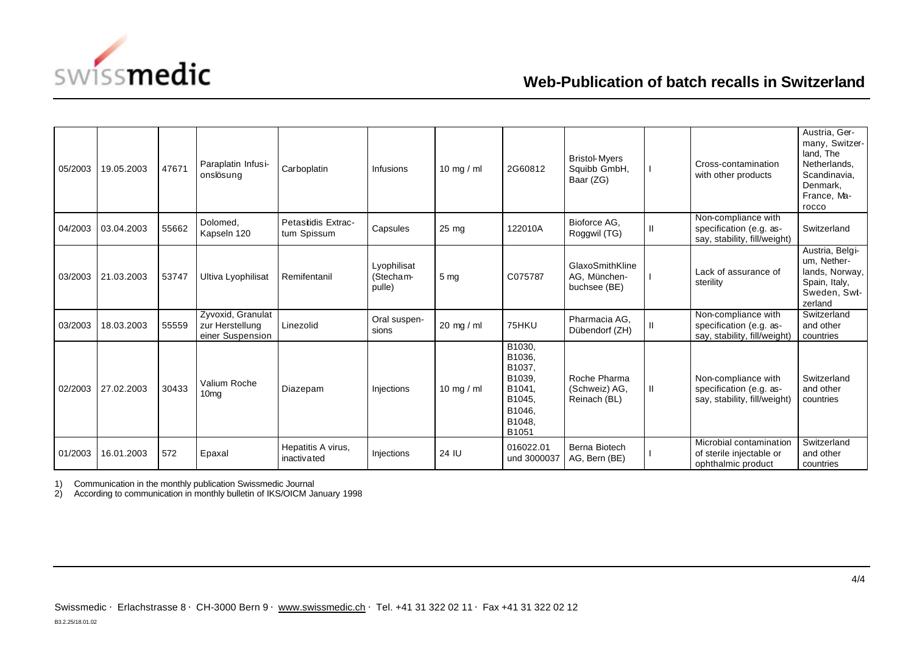# Web-Publication of batch recalls in Switzerland

| | | | | | | | | | | | |
|---|---|---|---|---|---|---|---|---|---|---|---|
| 05/2003 | 19.05.2003 | 47671 | Paraplatin Infusionslösung | Carboplatin | Infusions | 10 mg / ml | 2G60812 | Bristol-Myers Squibb GmbH, Baar (ZG) | I | Cross-contamination with other products | Austria, Germany, Switzerland, The Netherlands, Scandinavia, Denmark, France, Marocco |
| 04/2003 | 03.04.2003 | 55662 | Dolomed, Kapseln 120 | Petasitidis Extractum Spissum | Capsules | 25 mg | 122010A | Bioforce AG, Roggwil (TG) | II | Non-compliance with specification (e.g. assay, stability, fill/weight) | Switzerland |
| 03/2003 | 21.03.2003 | 53747 | Ultiva Lyophilisat | Remifentanil | Lyophilisat (Stechampulle) | 5 mg | C075787 | GlaxoSmithKline AG, Münchenbuchsee (BE) | I | Lack of assurance of sterility | Austria, Belgium, Netherlands, Norway, Spain, Italy, Sweden, Switzerland |
| 03/2003 | 18.03.2003 | 55559 | Zyvoxid, Granulat zur Herstellung einer Suspension | Linezolid | Oral suspensions | 20 mg / ml | 75HKU | Pharmacia AG, Dübendorf (ZH) | II | Non-compliance with specification (e.g. assay, stability, fill/weight) | Switzerland and other countries |
| 02/2003 | 27.02.2003 | 30433 | Valium Roche 10mg | Diazepam | Injections | 10 mg / ml | B1030, B1036, B1037, B1039, B1041, B1045, B1046, B1048, B1051 | Roche Pharma (Schweiz) AG, Reinach (BL) | II | Non-compliance with specification (e.g. assay, stability, fill/weight) | Switzerland and other countries |
| 01/2003 | 16.01.2003 | 572 | Epaxal | Hepatitis A virus, inactivated | Injections | 24 IU | 016022.01 und 3000037 | Berna Biotech AG, Bern (BE) | I | Microbial contamination of sterile injectable or ophthalmic product | Switzerland and other countries |

1) Communication in the monthly publication Swissmedic Journal
2) According to communication in monthly bulletin of IKS/OICM January 1998

Swissmedic · Erlachstrasse 8 · CH-3000 Bern 9 · www.swissmedic.ch · Tel. +41 31 322 02 11 · Fax +41 31 322 02 12